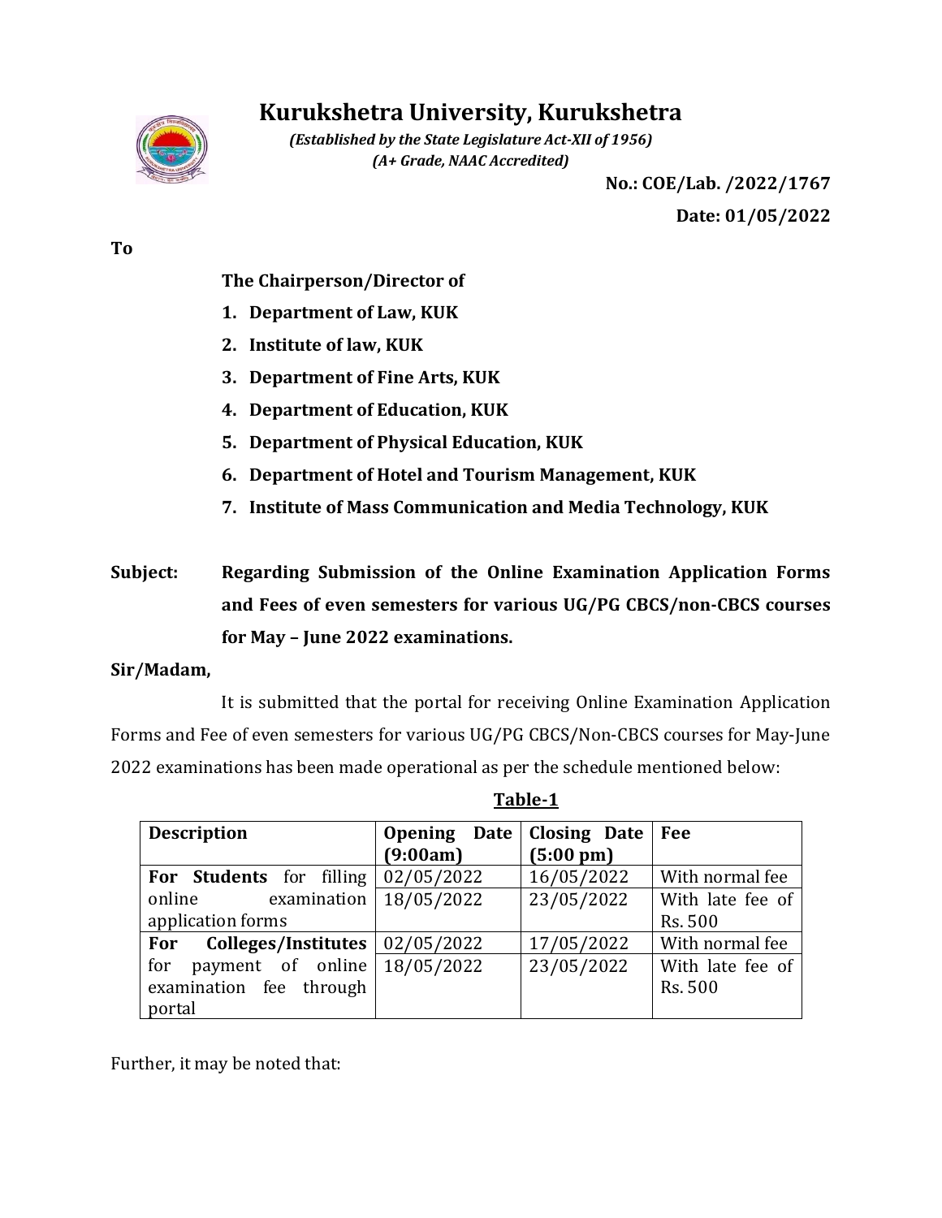# Kurukshetra University, Kurukshetra

*(Established by the State Legislature Act-XII of 1956)*
*(A+ Grade, NAAC Accredited)*

**No.: COE/Lab. /2022/1767**

**Date: 01/05/2022**

**To**

**The Chairperson/Director of**

1. **Department of Law, KUK**
2. **Institute of law, KUK**
3. **Department of Fine Arts, KUK**
4. **Department of Education, KUK**
5. **Department of Physical Education, KUK**
6. **Department of Hotel and Tourism Management, KUK**
7. **Institute of Mass Communication and Media Technology, KUK**

**Subject: Regarding Submission of the Online Examination Application Forms and Fees of even semesters for various UG/PG CBCS/non-CBCS courses for May – June 2022 examinations.**

**Sir/Madam,**

It is submitted that the portal for receiving Online Examination Application Forms and Fee of even semesters for various UG/PG CBCS/Non-CBCS courses for May-June 2022 examinations has been made operational as per the schedule mentioned below:

**Table-1**

| **Description** | **Opening Date (9:00am)** | **Closing Date (5:00 pm)** | **Fee** |
|---|---|---|---|
| **For Students** for filling online examination application forms | 02/05/2022 | 16/05/2022 | With normal fee |
| | 18/05/2022 | 23/05/2022 | With late fee of Rs. 500 |
| **For Colleges/Institutes** for payment of online examination fee through portal | 02/05/2022 | 17/05/2022 | With normal fee |
| | 18/05/2022 | 23/05/2022 | With late fee of Rs. 500 |

Further, it may be noted that: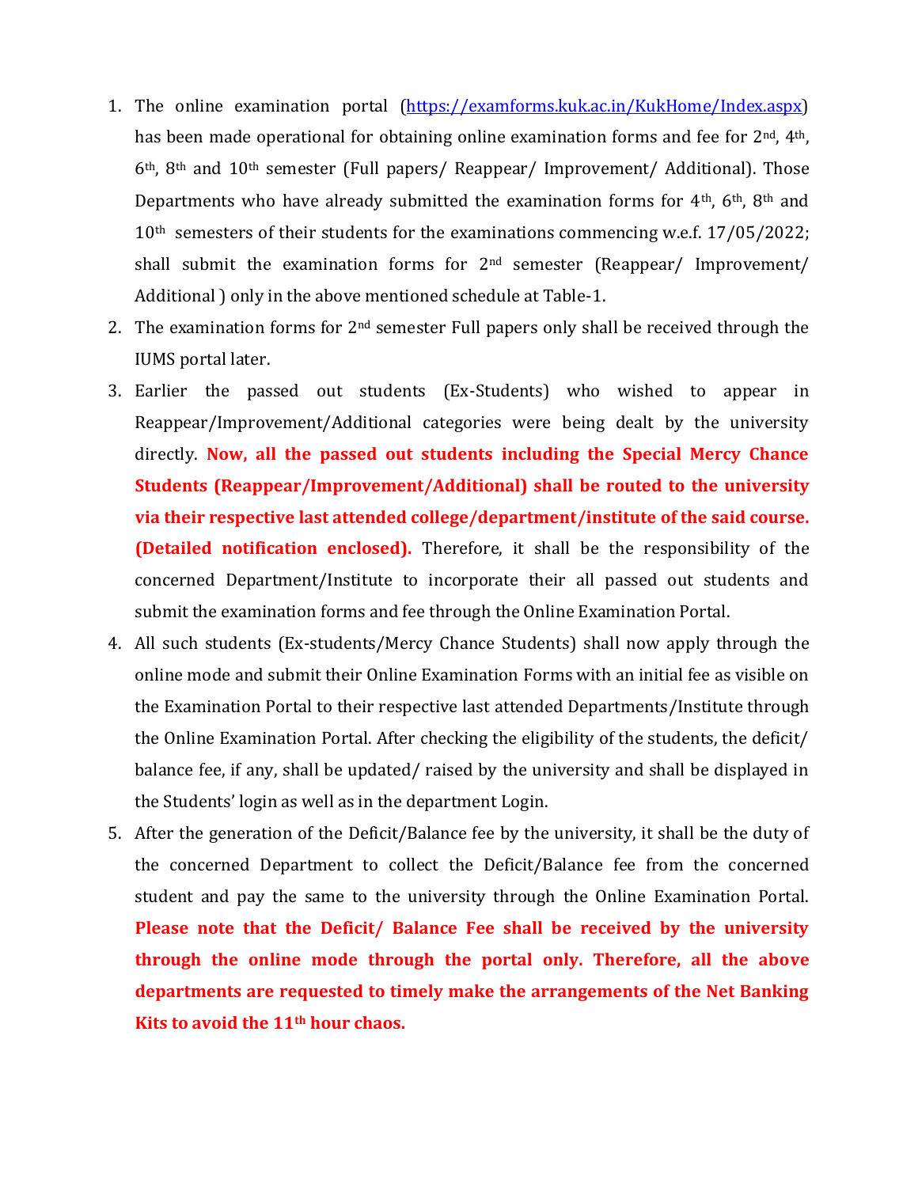1. The online examination portal ([https://examforms.kuk.ac.in/KukHome/Index.aspx](https://examforms.kuk.ac.in/KukHome/Index.aspx)) has been made operational for obtaining online examination forms and fee for 2nd, 4th, 6th, 8th and 10th semester (Full papers/ Reappear/ Improvement/ Additional). Those Departments who have already submitted the examination forms for 4th, 6th, 8th and 10th semesters of their students for the examinations commencing w.e.f. 17/05/2022; shall submit the examination forms for 2nd semester (Reappear/ Improvement/ Additional ) only in the above mentioned schedule at Table-1.
2. The examination forms for 2nd semester Full papers only shall be received through the IUMS portal later.
3. Earlier the passed out students (Ex-Students) who wished to appear in Reappear/Improvement/Additional categories were being dealt by the university directly. **Now, all the passed out students including the Special Mercy Chance Students (Reappear/Improvement/Additional) shall be routed to the university via their respective last attended college/department/institute of the said course. (Detailed notification enclosed).** Therefore, it shall be the responsibility of the concerned Department/Institute to incorporate their all passed out students and submit the examination forms and fee through the Online Examination Portal.
4. All such students (Ex-students/Mercy Chance Students) shall now apply through the online mode and submit their Online Examination Forms with an initial fee as visible on the Examination Portal to their respective last attended Departments/Institute through the Online Examination Portal. After checking the eligibility of the students, the deficit/ balance fee, if any, shall be updated/ raised by the university and shall be displayed in the Students' login as well as in the department Login.
5. After the generation of the Deficit/Balance fee by the university, it shall be the duty of the concerned Department to collect the Deficit/Balance fee from the concerned student and pay the same to the university through the Online Examination Portal. **Please note that the Deficit/ Balance Fee shall be received by the university through the online mode through the portal only. Therefore, all the above departments are requested to timely make the arrangements of the Net Banking Kits to avoid the 11th hour chaos.**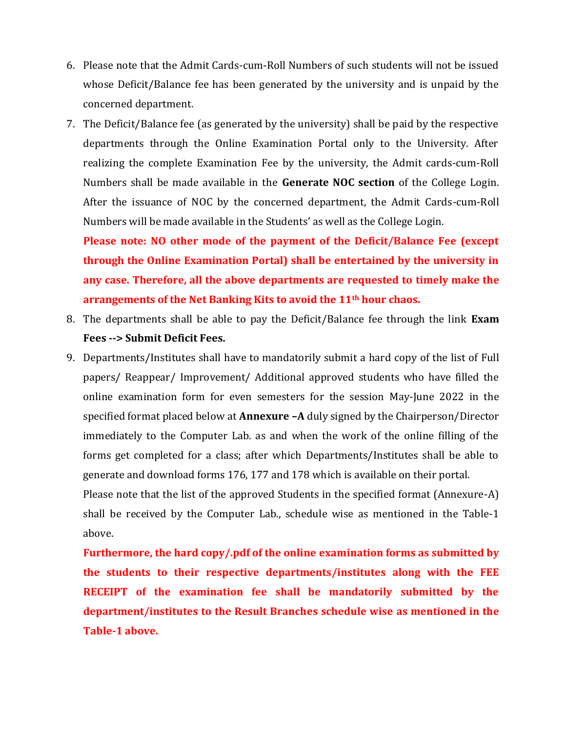6. Please note that the Admit Cards-cum-Roll Numbers of such students will not be issued whose Deficit/Balance fee has been generated by the university and is unpaid by the concerned department.
7. The Deficit/Balance fee (as generated by the university) shall be paid by the respective departments through the Online Examination Portal only to the University. After realizing the complete Examination Fee by the university, the Admit cards-cum-Roll Numbers shall be made available in the **Generate NOC section** of the College Login. After the issuance of NOC by the concerned department, the Admit Cards-cum-Roll Numbers will be made available in the Students' as well as the College Login.

   **Please note: NO other mode of the payment of the Deficit/Balance Fee (except through the Online Examination Portal) shall be entertained by the university in any case. Therefore, all the above departments are requested to timely make the arrangements of the Net Banking Kits to avoid the 11th hour chaos.**
8. The departments shall be able to pay the Deficit/Balance fee through the link **Exam Fees --> Submit Deficit Fees.**
9. Departments/Institutes shall have to mandatorily submit a hard copy of the list of Full papers/ Reappear/ Improvement/ Additional approved students who have filled the online examination form for even semesters for the session May-June 2022 in the specified format placed below at **Annexure –A** duly signed by the Chairperson/Director immediately to the Computer Lab. as and when the work of the online filling of the forms get completed for a class; after which Departments/Institutes shall be able to generate and download forms 176, 177 and 178 which is available on their portal.

   Please note that the list of the approved Students in the specified format (Annexure-A) shall be received by the Computer Lab., schedule wise as mentioned in the Table-1 above.

   **Furthermore, the hard copy/.pdf of the online examination forms as submitted by the students to their respective departments/institutes along with the FEE RECEIPT of the examination fee shall be mandatorily submitted by the department/institutes to the Result Branches schedule wise as mentioned in the Table-1 above.**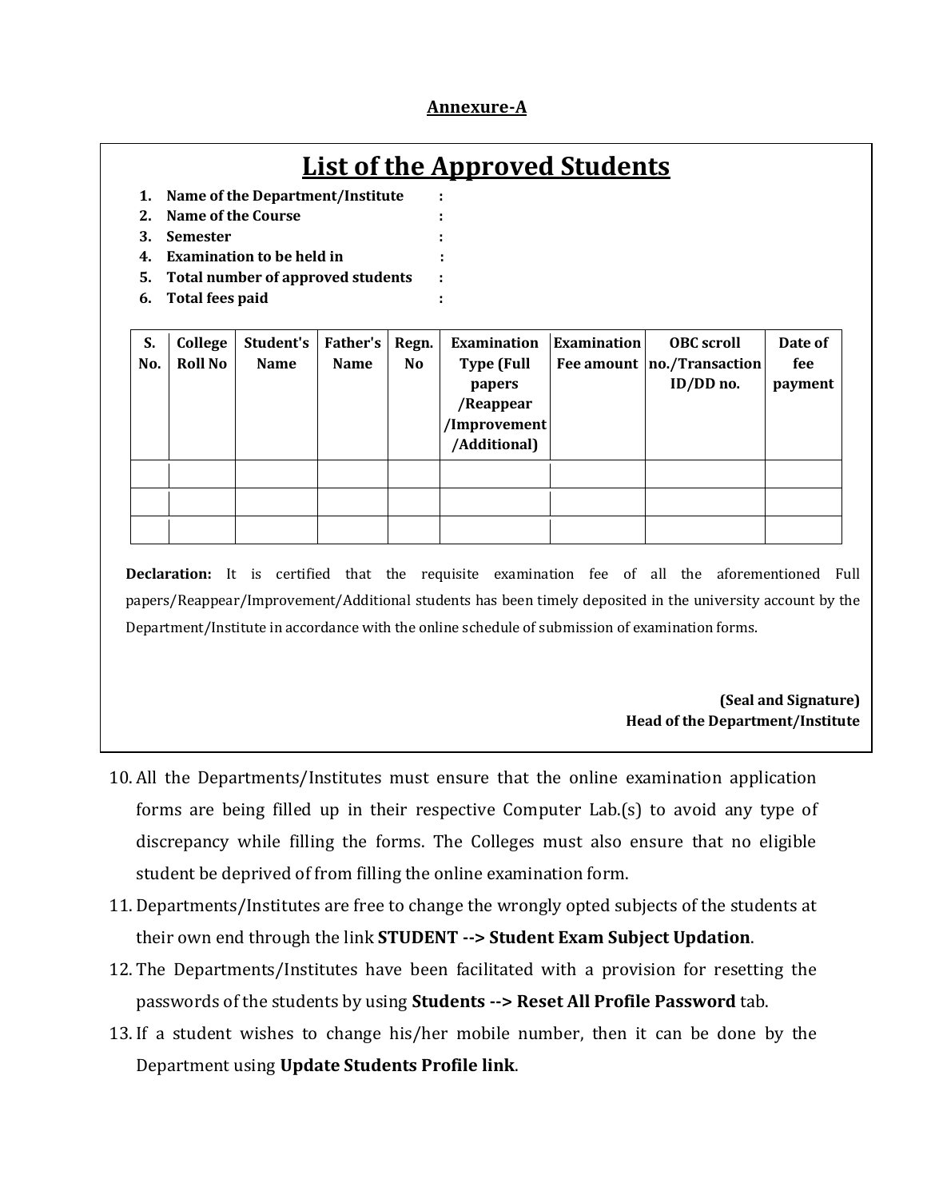<u>**Annexure-A**</u>

## List of the Approved Students

1. **Name of the Department/Institute :**
2. **Name of the Course :**
3. **Semester :**
4. **Examination to be held in :**
5. **Total number of approved students :**
6. **Total fees paid :**

| S. No. | College Roll No | Student's Name | Father's Name | Regn. No | Examination Type (Full papers /Reappear /Improvement /Additional) | Examination Fee amount | OBC scroll no./Transaction ID/DD no. | Date of fee payment |
|---|---|---|---|---|---|---|---|---|
| | | | | | | | | |
| | | | | | | | | |
| | | | | | | | | |

**Declaration:** It is certified that the requisite examination fee of all the aforementioned Full papers/Reappear/Improvement/Additional students has been timely deposited in the university account by the Department/Institute in accordance with the online schedule of submission of examination forms.

**(Seal and Signature)**
**Head of the Department/Institute**

10. All the Departments/Institutes must ensure that the online examination application forms are being filled up in their respective Computer Lab.(s) to avoid any type of discrepancy while filling the forms. The Colleges must also ensure that no eligible student be deprived of from filling the online examination form.
11. Departments/Institutes are free to change the wrongly opted subjects of the students at their own end through the link **STUDENT --> Student Exam Subject Updation**.
12. The Departments/Institutes have been facilitated with a provision for resetting the passwords of the students by using **Students --> Reset All Profile Password** tab.
13. If a student wishes to change his/her mobile number, then it can be done by the Department using **Update Students Profile link**.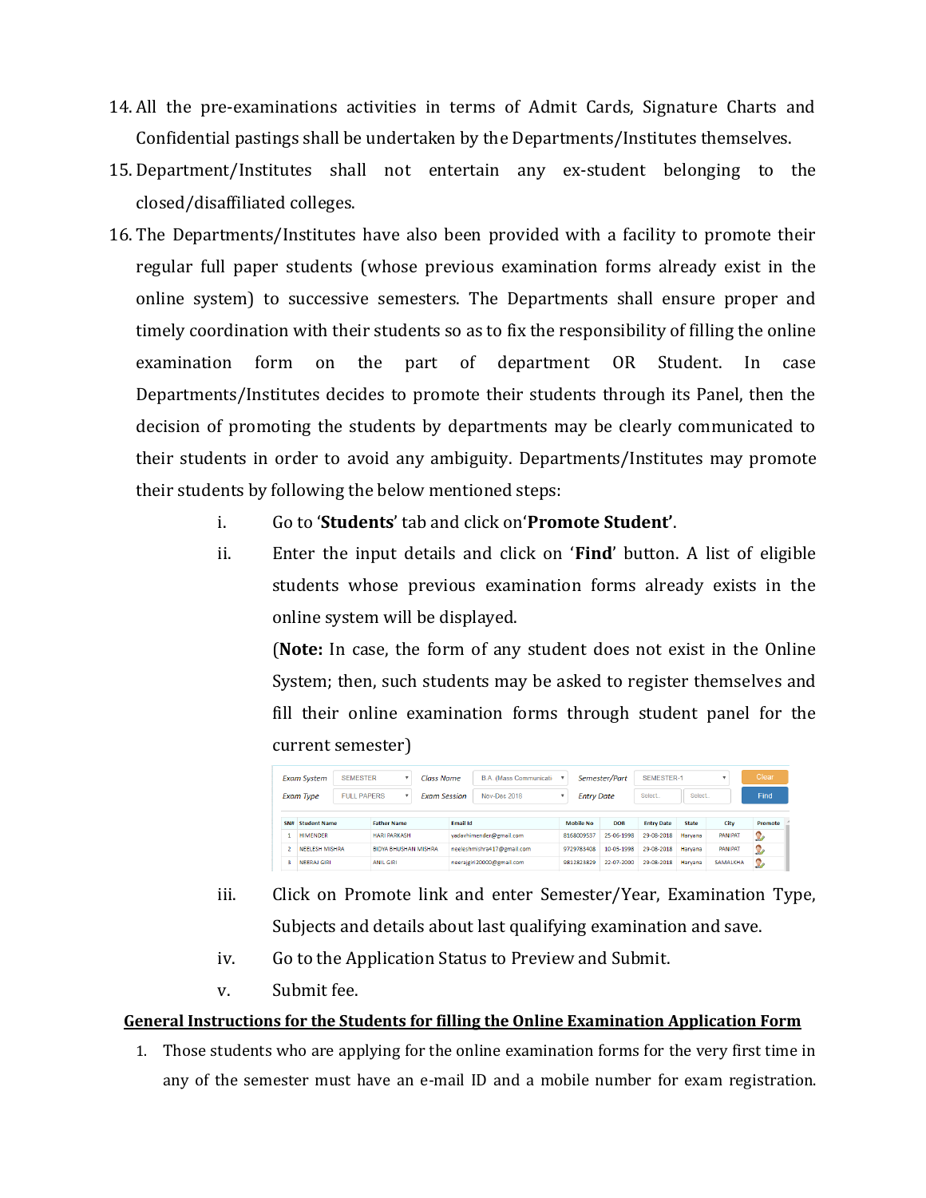14. All the pre-examinations activities in terms of Admit Cards, Signature Charts and Confidential pastings shall be undertaken by the Departments/Institutes themselves.
15. Department/Institutes shall not entertain any ex-student belonging to the closed/disaffiliated colleges.
16. The Departments/Institutes have also been provided with a facility to promote their regular full paper students (whose previous examination forms already exist in the online system) to successive semesters. The Departments shall ensure proper and timely coordination with their students so as to fix the responsibility of filling the online examination form on the part of department OR Student. In case Departments/Institutes decides to promote their students through its Panel, then the decision of promoting the students by departments may be clearly communicated to their students in order to avoid any ambiguity. Departments/Institutes may promote their students by following the below mentioned steps:

    i. Go to '**Students**' tab and click on'**Promote Student'**.

    ii. Enter the input details and click on '**Find**' button. A list of eligible students whose previous examination forms already exists in the online system will be displayed.

       (**Note:** In case, the form of any student does not exist in the Online System; then, such students may be asked to register themselves and fill their online examination forms through student panel for the current semester)

       Exam System: SEMESTER | Class Name: B.A. (Mass Communicati | Semester/Part: SEMESTER-1 | Clear
       Exam Type: FULL PAPERS | Exam Session: Nov-Dec 2018 | Entry Date: Select.. Select.. | Find

       | SN# | Student Name | Father Name | Email Id | Mobile No | DOB | Entry Date | State | City | Promote |
       |---|---|---|---|---|---|---|---|---|---|
       | 1 | HIMENDER | HARI PARKASH | yadavhimender@gmail.com | 8168009537 | 25-06-1998 | 29-08-2018 | Haryana | PANIPAT | |
       | 2 | NEELESH MISHRA | BIDYA BHUSHAN MISHRA | neeleshmishra417@gmail.com | 9729783408 | 10-05-1998 | 29-08-2018 | Haryana | PANIPAT | |
       | 3 | NEERAJ GIRI | ANIL GIRI | neerajgiri20000@gmail.com | 8812823829 | 22-07-2000 | 29-08-2018 | Haryana | SAMALKHA | |

    iii. Click on Promote link and enter Semester/Year, Examination Type, Subjects and details about last qualifying examination and save.

    iv. Go to the Application Status to Preview and Submit.

    v. Submit fee.

**General Instructions for the Students for filling the Online Examination Application Form**

1. Those students who are applying for the online examination forms for the very first time in any of the semester must have an e-mail ID and a mobile number for exam registration.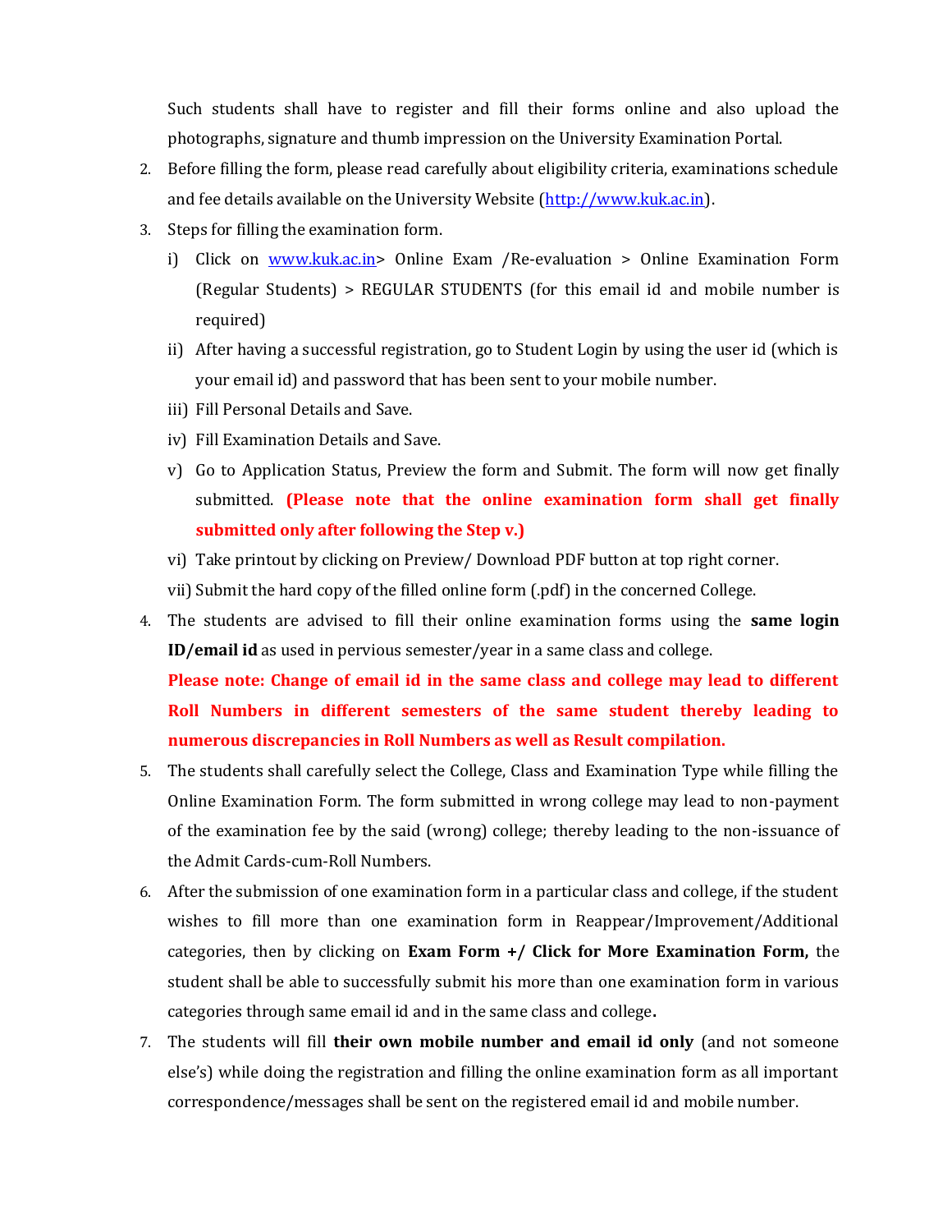Such students shall have to register and fill their forms online and also upload the photographs, signature and thumb impression on the University Examination Portal.

2. Before filling the form, please read carefully about eligibility criteria, examinations schedule and fee details available on the University Website ([http://www.kuk.ac.in](http://www.kuk.ac.in)).
3. Steps for filling the examination form.
   i) Click on [www.kuk.ac.in](http://www.kuk.ac.in)> Online Exam /Re-evaluation > Online Examination Form (Regular Students) > REGULAR STUDENTS (for this email id and mobile number is required)
   ii) After having a successful registration, go to Student Login by using the user id (which is your email id) and password that has been sent to your mobile number.
   iii) Fill Personal Details and Save.
   iv) Fill Examination Details and Save.
   v) Go to Application Status, Preview the form and Submit. The form will now get finally submitted. **(Please note that the online examination form shall get finally submitted only after following the Step v.)**
   vi) Take printout by clicking on Preview/ Download PDF button at top right corner.
   vii) Submit the hard copy of the filled online form (.pdf) in the concerned College.
4. The students are advised to fill their online examination forms using the **same login ID/email id** as used in pervious semester/year in a same class and college.
   **Please note: Change of email id in the same class and college may lead to different Roll Numbers in different semesters of the same student thereby leading to numerous discrepancies in Roll Numbers as well as Result compilation.**
5. The students shall carefully select the College, Class and Examination Type while filling the Online Examination Form. The form submitted in wrong college may lead to non-payment of the examination fee by the said (wrong) college; thereby leading to the non-issuance of the Admit Cards-cum-Roll Numbers.
6. After the submission of one examination form in a particular class and college, if the student wishes to fill more than one examination form in Reappear/Improvement/Additional categories, then by clicking on **Exam Form +/ Click for More Examination Form,** the student shall be able to successfully submit his more than one examination form in various categories through same email id and in the same class and college**.**
7. The students will fill **their own mobile number and email id only** (and not someone else's) while doing the registration and filling the online examination form as all important correspondence/messages shall be sent on the registered email id and mobile number.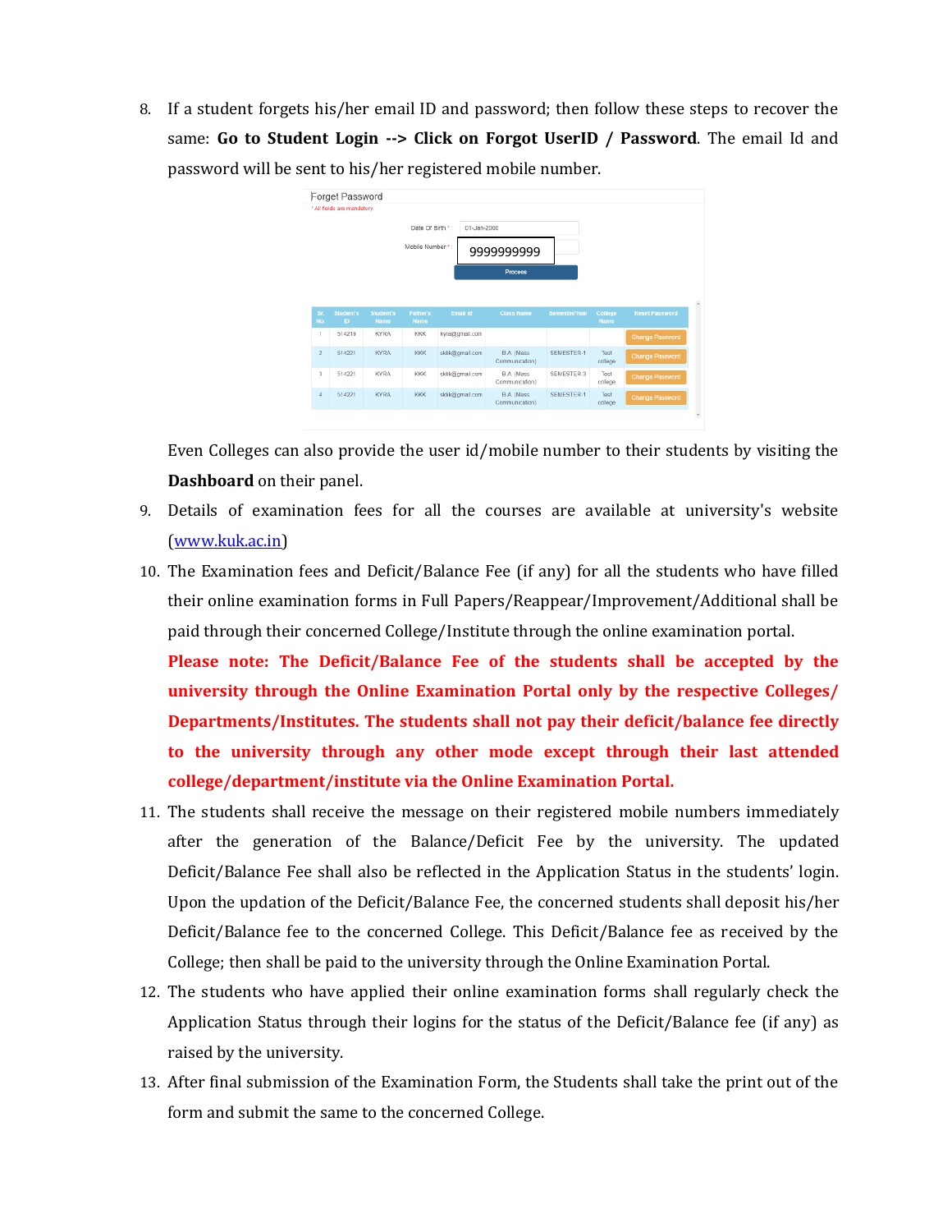8. If a student forgets his/her email ID and password; then follow these steps to recover the same: **Go to Student Login --> Click on Forgot UserID / Password**. The email Id and password will be sent to his/her registered mobile number.

Forget Password

* All fields are mandatory

Date Of Birth * : 01-Jan-2000

Mobile Number * : 9999999999

Process

| Sr. No | Student's ID | Student's Name | Father's Name | Email Id | Class Name | Semester/Year | College Name | Reset Password |
|---|---|---|---|---|---|---|---|---|
| 1 | 514219 | KYRA | KKK | kyra@gmail.com | | | | Change Password |
| 2 | 514221 | KYRA | KKK | skkk@gmail.com | B.A. (Mass Communication) | SEMESTER 1 | Test college | Change Password |
| 3 | 514221 | KYRA | KKK | skkk@gmail.com | B.A. (Mass Communication) | SEMESTER 3 | Test college | Change Password |
| 4 | 514221 | KYRA | KKK | skkk@gmail.com | B.A. (Mass Communication) | SEMESTER-1 | Test college | Change Password |

Even Colleges can also provide the user id/mobile number to their students by visiting the **Dashboard** on their panel.

9. Details of examination fees for all the courses are available at university's website (www.kuk.ac.in)

10. The Examination fees and Deficit/Balance Fee (if any) for all the students who have filled their online examination forms in Full Papers/Reappear/Improvement/Additional shall be paid through their concerned College/Institute through the online examination portal.

    **Please note: The Deficit/Balance Fee of the students shall be accepted by the university through the Online Examination Portal only by the respective Colleges/ Departments/Institutes. The students shall not pay their deficit/balance fee directly to the university through any other mode except through their last attended college/department/institute via the Online Examination Portal.**

11. The students shall receive the message on their registered mobile numbers immediately after the generation of the Balance/Deficit Fee by the university. The updated Deficit/Balance Fee shall also be reflected in the Application Status in the students' login. Upon the updation of the Deficit/Balance Fee, the concerned students shall deposit his/her Deficit/Balance fee to the concerned College. This Deficit/Balance fee as received by the College; then shall be paid to the university through the Online Examination Portal.

12. The students who have applied their online examination forms shall regularly check the Application Status through their logins for the status of the Deficit/Balance fee (if any) as raised by the university.

13. After final submission of the Examination Form, the Students shall take the print out of the form and submit the same to the concerned College.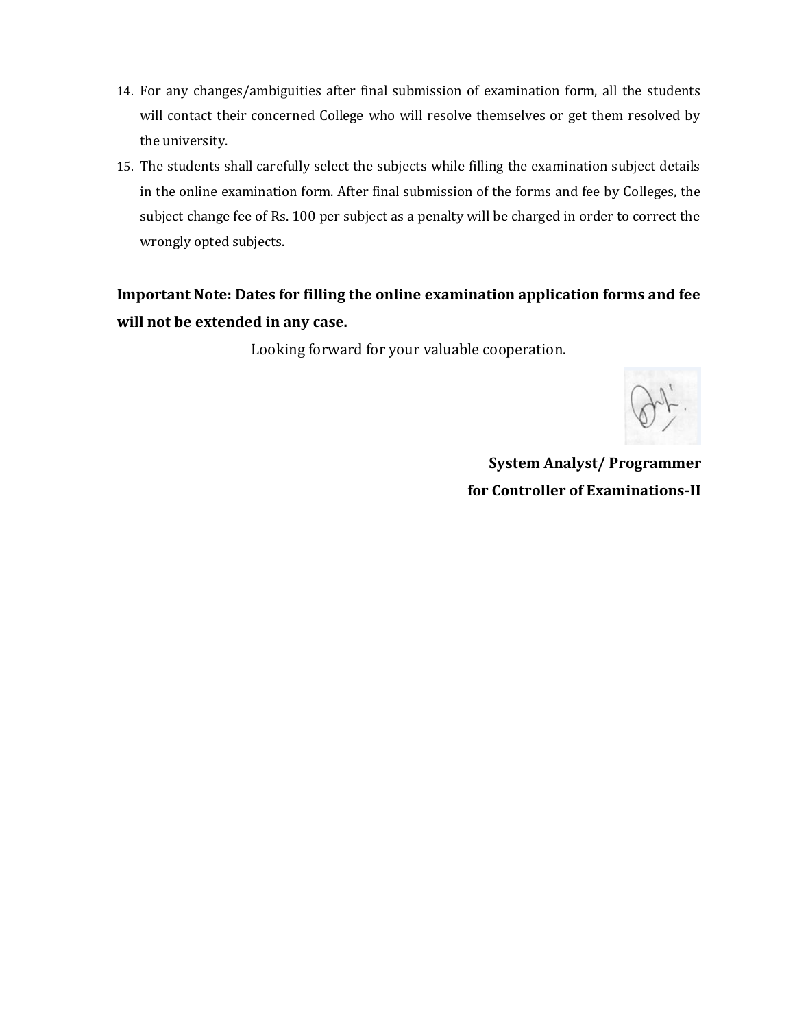14. For any changes/ambiguities after final submission of examination form, all the students will contact their concerned College who will resolve themselves or get them resolved by the university.
15. The students shall carefully select the subjects while filling the examination subject details in the online examination form. After final submission of the forms and fee by Colleges, the subject change fee of Rs. 100 per subject as a penalty will be charged in order to correct the wrongly opted subjects.

**Important Note: Dates for filling the online examination application forms and fee will not be extended in any case.**

Looking forward for your valuable cooperation.

**System Analyst/ Programmer**
**for Controller of Examinations-II**